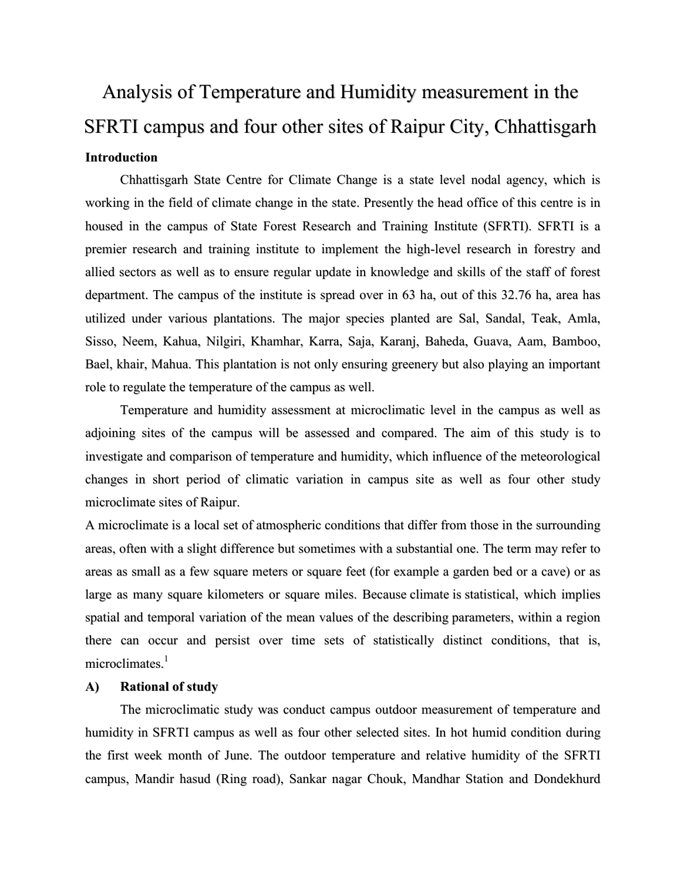# Analysis of Temperature and Humidity measurement in the SFRTI campus and four other sites of Raipur City, Chhattisgarh

**Introduction**

Chhattisgarh State Centre for Climate Change is a state level nodal agency, which is working in the field of climate change in the state. Presently the head office of this centre is in housed in the campus of State Forest Research and Training Institute (SFRTI). SFRTI is a premier research and training institute to implement the high-level research in forestry and allied sectors as well as to ensure regular update in knowledge and skills of the staff of forest department. The campus of the institute is spread over in 63 ha, out of this 32.76 ha, area has utilized under various plantations. The major species planted are Sal, Sandal, Teak, Amla, Sisso, Neem, Kahua, Nilgiri, Khamhar, Karra, Saja, Karanj, Baheda, Guava, Aam, Bamboo, Bael, khair, Mahua. This plantation is not only ensuring greenery but also playing an important role to regulate the temperature of the campus as well.

Temperature and humidity assessment at microclimatic level in the campus as well as adjoining sites of the campus will be assessed and compared. The aim of this study is to investigate and comparison of temperature and humidity, which influence of the meteorological changes in short period of climatic variation in campus site as well as four other study microclimate sites of Raipur.

A microclimate is a local set of atmospheric conditions that differ from those in the surrounding areas, often with a slight difference but sometimes with a substantial one. The term may refer to areas as small as a few square meters or square feet (for example a garden bed or a cave) or as large as many square kilometers or square miles. Because climate is statistical, which implies spatial and temporal variation of the mean values of the describing parameters, within a region there can occur and persist over time sets of statistically distinct conditions, that is, microclimates.[1]

**A) Rational of study**

The microclimatic study was conduct campus outdoor measurement of temperature and humidity in SFRTI campus as well as four other selected sites. In hot humid condition during the first week month of June. The outdoor temperature and relative humidity of the SFRTI campus, Mandir hasud (Ring road), Sankar nagar Chouk, Mandhar Station and Dondekhurd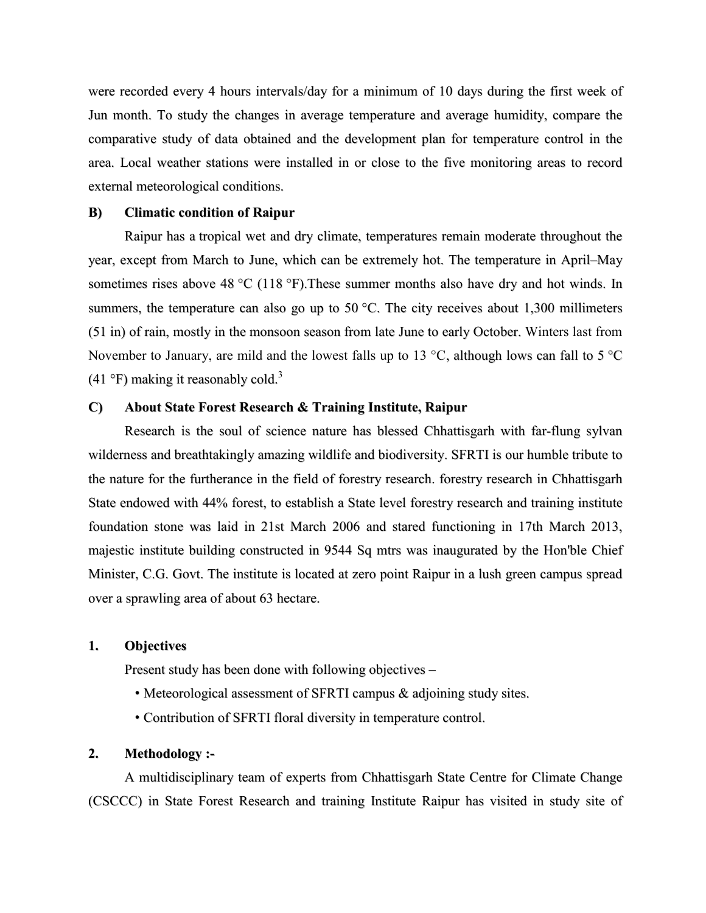were recorded every 4 hours intervals/day for a minimum of 10 days during the first week of Jun month. To study the changes in average temperature and average humidity, compare the comparative study of data obtained and the development plan for temperature control in the area. Local weather stations were installed in or close to the five monitoring areas to record external meteorological conditions.

### B) Climatic condition of Raipur

Raipur has a tropical wet and dry climate, temperatures remain moderate throughout the year, except from March to June, which can be extremely hot. The temperature in April–May sometimes rises above 48 °C (118 °F).These summer months also have dry and hot winds. In summers, the temperature can also go up to 50 °C. The city receives about 1,300 millimeters (51 in) of rain, mostly in the monsoon season from late June to early October. Winters last from November to January, are mild and the lowest falls up to 13 °C, although lows can fall to 5 °C (41 °F) making it reasonably cold.[3]

### C) About State Forest Research & Training Institute, Raipur

Research is the soul of science nature has blessed Chhattisgarh with far-flung sylvan wilderness and breathtakingly amazing wildlife and biodiversity. SFRTI is our humble tribute to the nature for the furtherance in the field of forestry research. forestry research in Chhattisgarh State endowed with 44% forest, to establish a State level forestry research and training institute foundation stone was laid in 21st March 2006 and stared functioning in 17th March 2013, majestic institute building constructed in 9544 Sq mtrs was inaugurated by the Hon'ble Chief Minister, C.G. Govt. The institute is located at zero point Raipur in a lush green campus spread over a sprawling area of about 63 hectare.

## 1. Objectives

Present study has been done with following objectives –

- Meteorological assessment of SFRTI campus & adjoining study sites.
- Contribution of SFRTI floral diversity in temperature control.

## 2. Methodology :-

A multidisciplinary team of experts from Chhattisgarh State Centre for Climate Change (CSCCC) in State Forest Research and training Institute Raipur has visited in study site of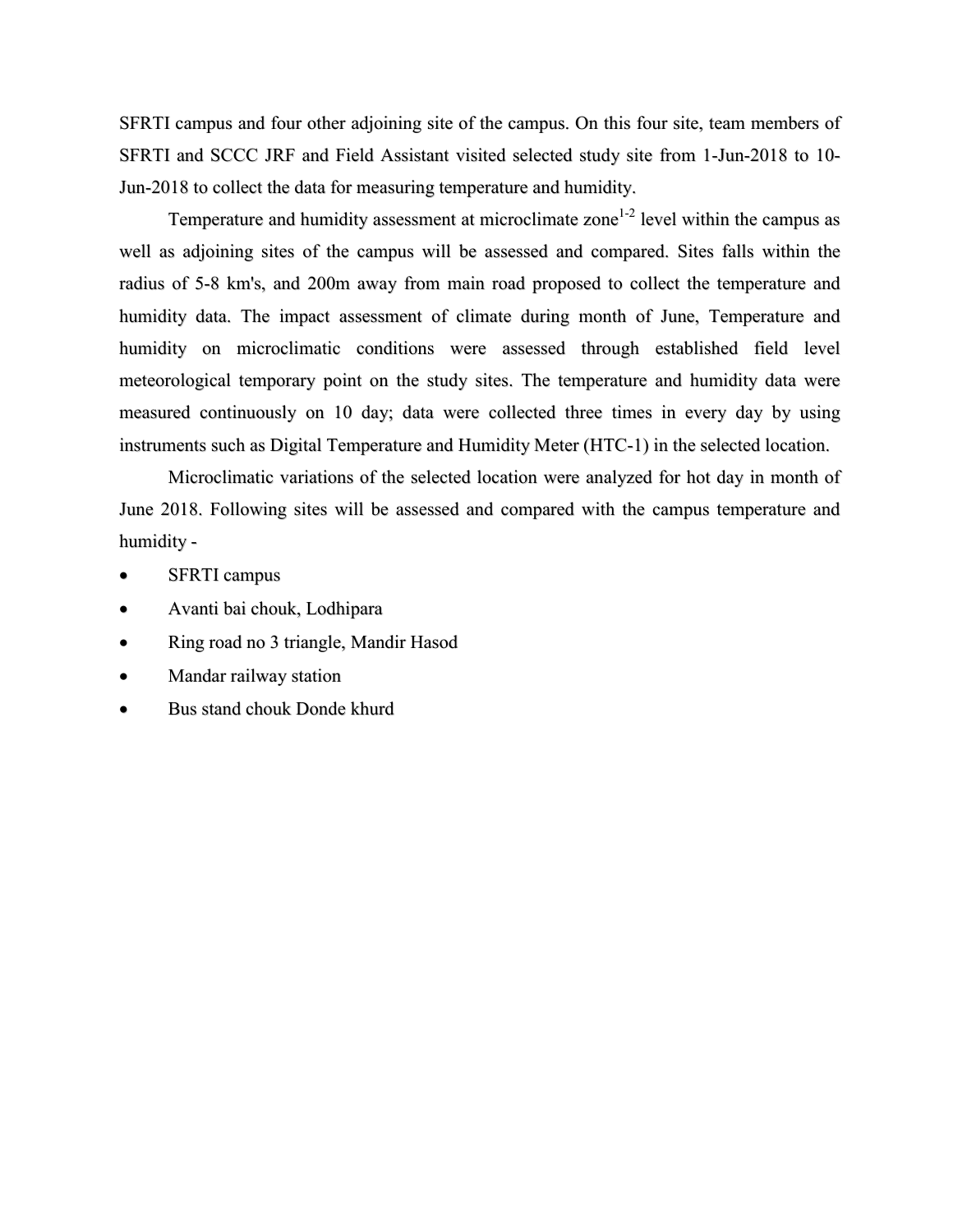SFRTI campus and four other adjoining site of the campus. On this four site, team members of SFRTI and SCCC JRF and Field Assistant visited selected study site from 1-Jun-2018 to 10-Jun-2018 to collect the data for measuring temperature and humidity.

Temperature and humidity assessment at microclimate zone[1-2] level within the campus as well as adjoining sites of the campus will be assessed and compared. Sites falls within the radius of 5-8 km's, and 200m away from main road proposed to collect the temperature and humidity data. The impact assessment of climate during month of June, Temperature and humidity on microclimatic conditions were assessed through established field level meteorological temporary point on the study sites. The temperature and humidity data were measured continuously on 10 day; data were collected three times in every day by using instruments such as Digital Temperature and Humidity Meter (HTC-1) in the selected location.

Microclimatic variations of the selected location were analyzed for hot day in month of June 2018. Following sites will be assessed and compared with the campus temperature and humidity -

- SFRTI campus
- Avanti bai chouk, Lodhipara
- Ring road no 3 triangle, Mandir Hasod
- Mandar railway station
- Bus stand chouk Donde khurd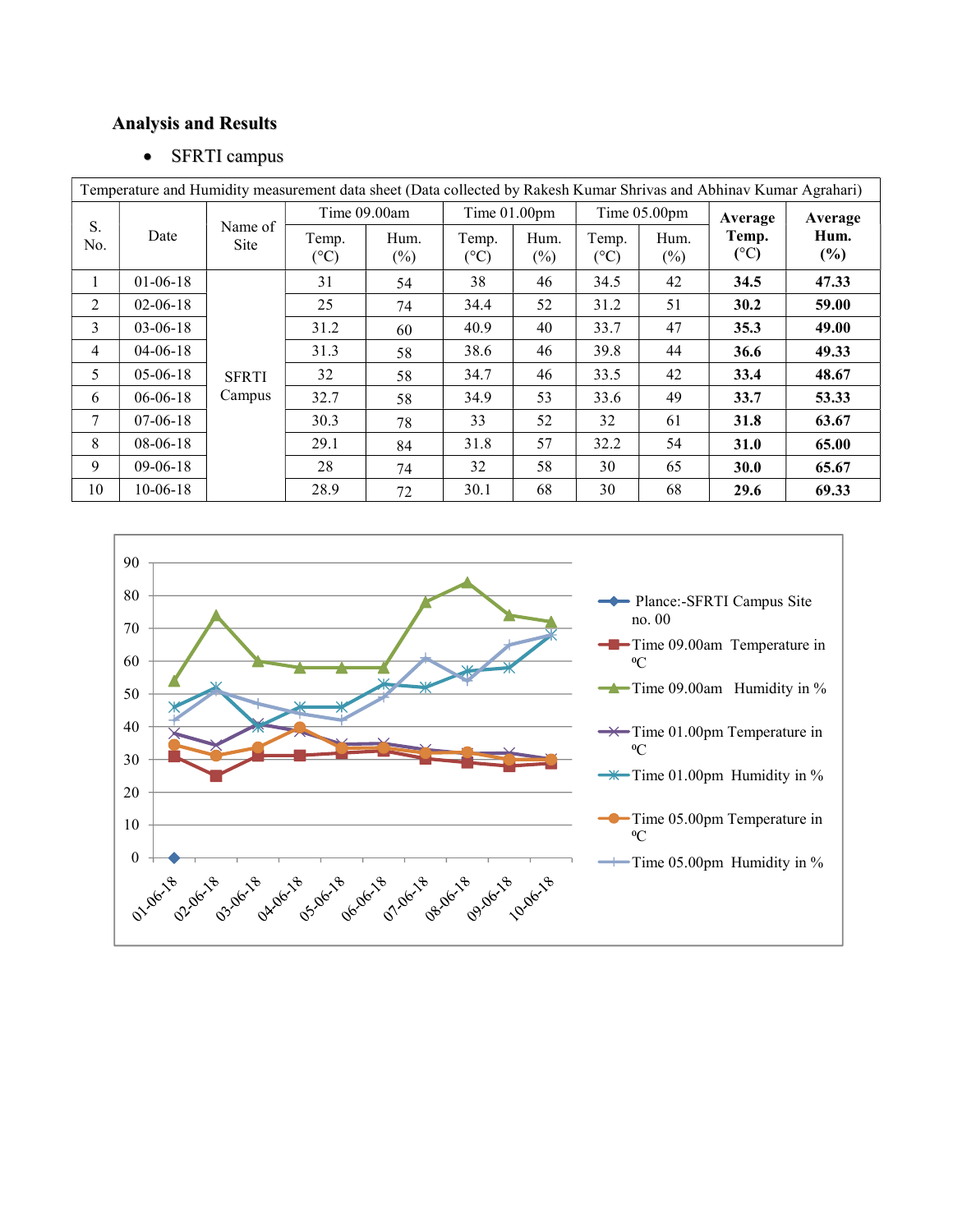## Analysis and Results

- SFRTI campus

| Temperature and Humidity measurement data sheet (Data collected by Rakesh Kumar Shrivas and Abhinav Kumar Agrahari) | | | | | | | | | | |
|---|---|---|---|---|---|---|---|---|---|---|
| S. No. | Date | Name of Site | Time 09.00am | | Time 01.00pm | | Time 05.00pm | | **Average Temp. (°C)** | **Average Hum. (%)** |
| | | | Temp. (°C) | Hum. (%) | Temp. (°C) | Hum. (%) | Temp. (°C) | Hum. (%) | | |
| 1 | 01-06-18 | SFRTI Campus | 31 | 54 | 38 | 46 | 34.5 | 42 | **34.5** | **47.33** |
| 2 | 02-06-18 | | 25 | 74 | 34.4 | 52 | 31.2 | 51 | **30.2** | **59.00** |
| 3 | 03-06-18 | | 31.2 | 60 | 40.9 | 40 | 33.7 | 47 | **35.3** | **49.00** |
| 4 | 04-06-18 | | 31.3 | 58 | 38.6 | 46 | 39.8 | 44 | **36.6** | **49.33** |
| 5 | 05-06-18 | | 32 | 58 | 34.7 | 46 | 33.5 | 42 | **33.4** | **48.67** |
| 6 | 06-06-18 | | 32.7 | 58 | 34.9 | 53 | 33.6 | 49 | **33.7** | **53.33** |
| 7 | 07-06-18 | | 30.3 | 78 | 33 | 52 | 32 | 61 | **31.8** | **63.67** |
| 8 | 08-06-18 | | 29.1 | 84 | 31.8 | 57 | 32.2 | 54 | **31.0** | **65.00** |
| 9 | 09-06-18 | | 28 | 74 | 32 | 58 | 30 | 65 | **30.0** | **65.67** |
| 10 | 10-06-18 | | 28.9 | 72 | 30.1 | 68 | 30 | 68 | **29.6** | **69.33** |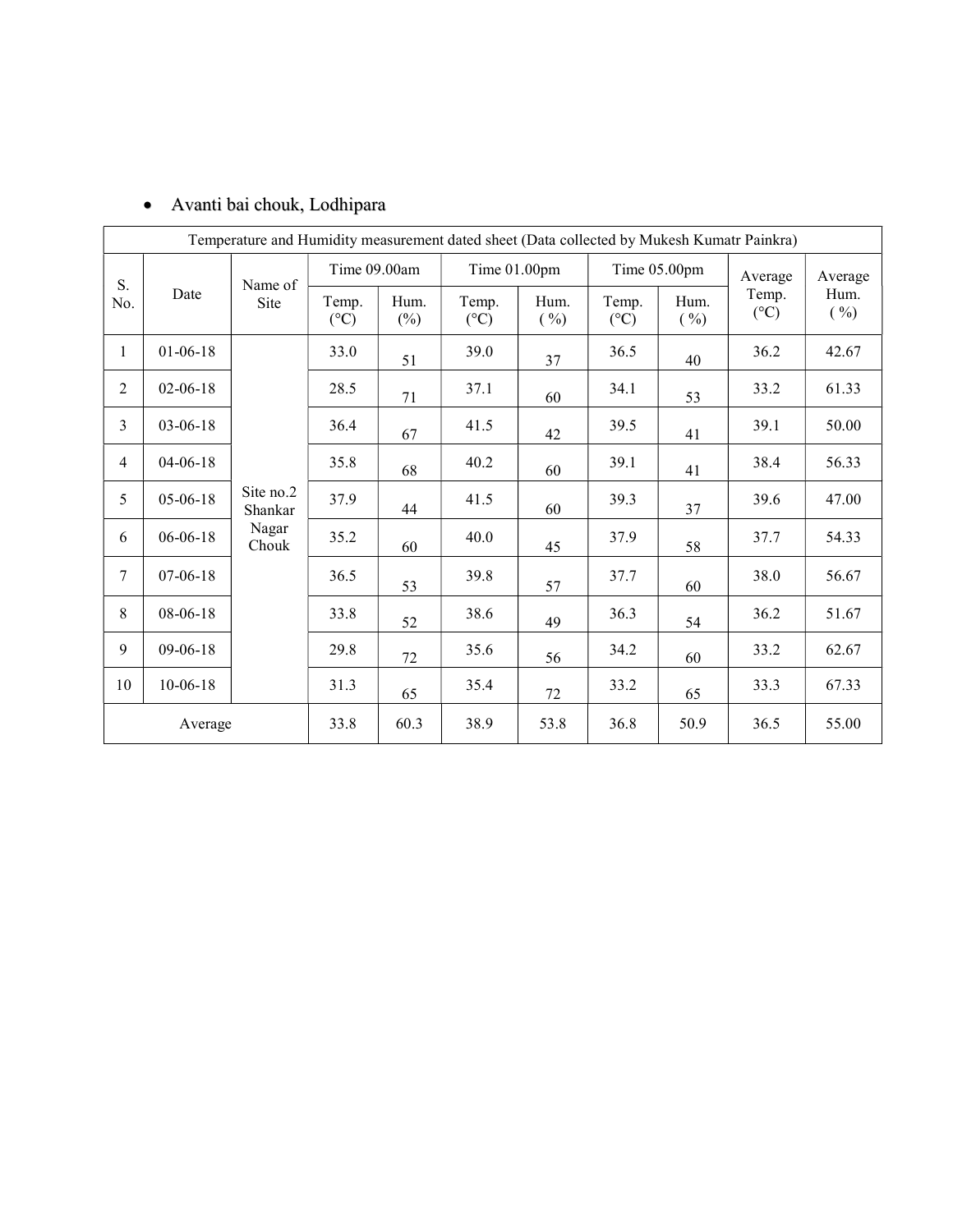- Avanti bai chouk, Lodhipara

| Temperature and Humidity measurement dated sheet (Data collected by Mukesh Kumatr Painkra) | | | | | | | | | | |
|---|---|---|---|---|---|---|---|---|---|---|
| S. No. | Date | Name of Site | Time 09.00am | | Time 01.00pm | | Time 05.00pm | | Average Temp. (°C) | Average Hum. ( %) |
| | | | Temp. (°C) | Hum. (%) | Temp. (°C) | Hum. ( %) | Temp. (°C) | Hum. ( %) | | |
| 1 | 01-06-18 | Site no.2 Shankar Nagar Chouk | 33.0 | 51 | 39.0 | 37 | 36.5 | 40 | 36.2 | 42.67 |
| 2 | 02-06-18 | | 28.5 | 71 | 37.1 | 60 | 34.1 | 53 | 33.2 | 61.33 |
| 3 | 03-06-18 | | 36.4 | 67 | 41.5 | 42 | 39.5 | 41 | 39.1 | 50.00 |
| 4 | 04-06-18 | | 35.8 | 68 | 40.2 | 60 | 39.1 | 41 | 38.4 | 56.33 |
| 5 | 05-06-18 | | 37.9 | 44 | 41.5 | 60 | 39.3 | 37 | 39.6 | 47.00 |
| 6 | 06-06-18 | | 35.2 | 60 | 40.0 | 45 | 37.9 | 58 | 37.7 | 54.33 |
| 7 | 07-06-18 | | 36.5 | 53 | 39.8 | 57 | 37.7 | 60 | 38.0 | 56.67 |
| 8 | 08-06-18 | | 33.8 | 52 | 38.6 | 49 | 36.3 | 54 | 36.2 | 51.67 |
| 9 | 09-06-18 | | 29.8 | 72 | 35.6 | 56 | 34.2 | 60 | 33.2 | 62.67 |
| 10 | 10-06-18 | | 31.3 | 65 | 35.4 | 72 | 33.2 | 65 | 33.3 | 67.33 |
| Average | | | 33.8 | 60.3 | 38.9 | 53.8 | 36.8 | 50.9 | 36.5 | 55.00 |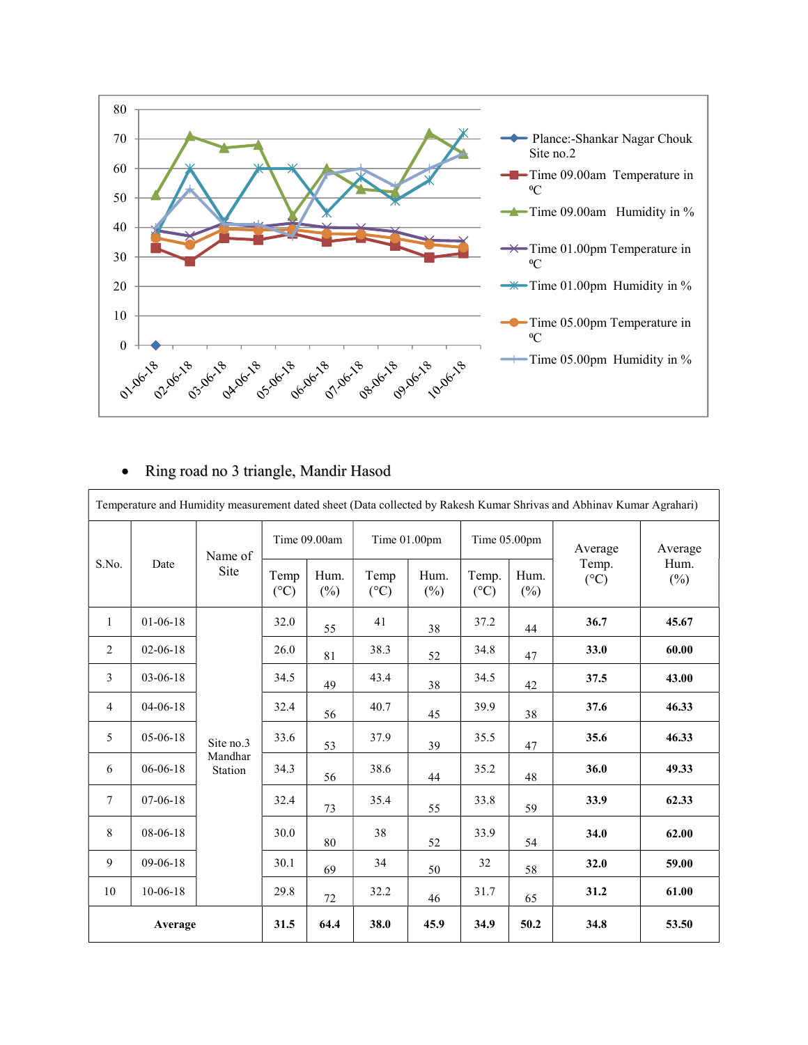- Ring road no 3 triangle, Mandir Hasod

| Temperature and Humidity measurement dated sheet (Data collected by Rakesh Kumar Shrivas and Abhinav Kumar Agrahari) | | | | | | | | | | |
|---|---|---|---|---|---|---|---|---|---|---|
| S.No. | Date | Name of Site | Time 09.00am | | Time 01.00pm | | Time 05.00pm | | Average Temp. (°C) | Average Hum. (%) |
| | | | Temp (°C) | Hum. (%) | Temp (°C) | Hum. (%) | Temp. (°C) | Hum. (%) | | |
| 1 | 01-06-18 | Site no.3 Mandhar Station | 32.0 | 55 | 41 | 38 | 37.2 | 44 | **36.7** | **45.67** |
| 2 | 02-06-18 | | 26.0 | 81 | 38.3 | 52 | 34.8 | 47 | **33.0** | **60.00** |
| 3 | 03-06-18 | | 34.5 | 49 | 43.4 | 38 | 34.5 | 42 | **37.5** | **43.00** |
| 4 | 04-06-18 | | 32.4 | 56 | 40.7 | 45 | 39.9 | 38 | **37.6** | **46.33** |
| 5 | 05-06-18 | | 33.6 | 53 | 37.9 | 39 | 35.5 | 47 | **35.6** | **46.33** |
| 6 | 06-06-18 | | 34.3 | 56 | 38.6 | 44 | 35.2 | 48 | **36.0** | **49.33** |
| 7 | 07-06-18 | | 32.4 | 73 | 35.4 | 55 | 33.8 | 59 | **33.9** | **62.33** |
| 8 | 08-06-18 | | 30.0 | 80 | 38 | 52 | 33.9 | 54 | **34.0** | **62.00** |
| 9 | 09-06-18 | | 30.1 | 69 | 34 | 50 | 32 | 58 | **32.0** | **59.00** |
| 10 | 10-06-18 | | 29.8 | 72 | 32.2 | 46 | 31.7 | 65 | **31.2** | **61.00** |
| **Average** | | | **31.5** | **64.4** | **38.0** | **45.9** | **34.9** | **50.2** | **34.8** | **53.50** |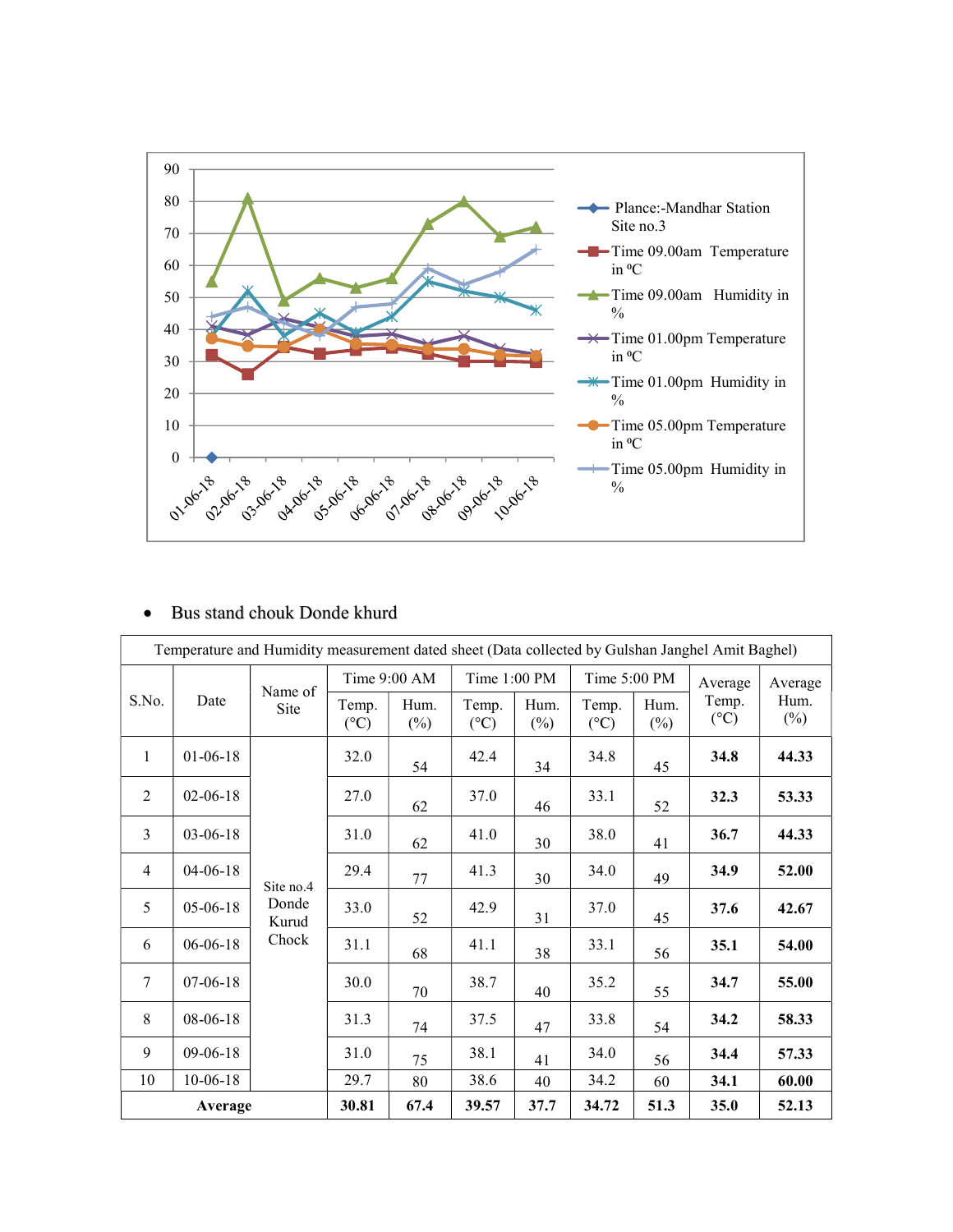- Bus stand chouk Donde khurd

| Temperature and Humidity measurement dated sheet (Data collected by Gulshan Janghel Amit Baghel) | | | | | | | | | | |
|---|---|---|---|---|---|---|---|---|---|---|
| S.No. | Date | Name of Site | Time 9:00 AM | | Time 1:00 PM | | Time 5:00 PM | | Average Temp. (°C) | Average Hum. (%) |
| | | | Temp. (°C) | Hum. (%) | Temp. (°C) | Hum. (%) | Temp. (°C) | Hum. (%) | | |
| 1 | 01-06-18 | Site no.4 Donde Kurud Chock | 32.0 | 54 | 42.4 | 34 | 34.8 | 45 | **34.8** | **44.33** |
| 2 | 02-06-18 | | 27.0 | 62 | 37.0 | 46 | 33.1 | 52 | **32.3** | **53.33** |
| 3 | 03-06-18 | | 31.0 | 62 | 41.0 | 30 | 38.0 | 41 | **36.7** | **44.33** |
| 4 | 04-06-18 | | 29.4 | 77 | 41.3 | 30 | 34.0 | 49 | **34.9** | **52.00** |
| 5 | 05-06-18 | | 33.0 | 52 | 42.9 | 31 | 37.0 | 45 | **37.6** | **42.67** |
| 6 | 06-06-18 | | 31.1 | 68 | 41.1 | 38 | 33.1 | 56 | **35.1** | **54.00** |
| 7 | 07-06-18 | | 30.0 | 70 | 38.7 | 40 | 35.2 | 55 | **34.7** | **55.00** |
| 8 | 08-06-18 | | 31.3 | 74 | 37.5 | 47 | 33.8 | 54 | **34.2** | **58.33** |
| 9 | 09-06-18 | | 31.0 | 75 | 38.1 | 41 | 34.0 | 56 | **34.4** | **57.33** |
| 10 | 10-06-18 | | 29.7 | 80 | 38.6 | 40 | 34.2 | 60 | **34.1** | **60.00** |
| **Average** | | | **30.81** | **67.4** | **39.57** | **37.7** | **34.72** | **51.3** | **35.0** | **52.13** |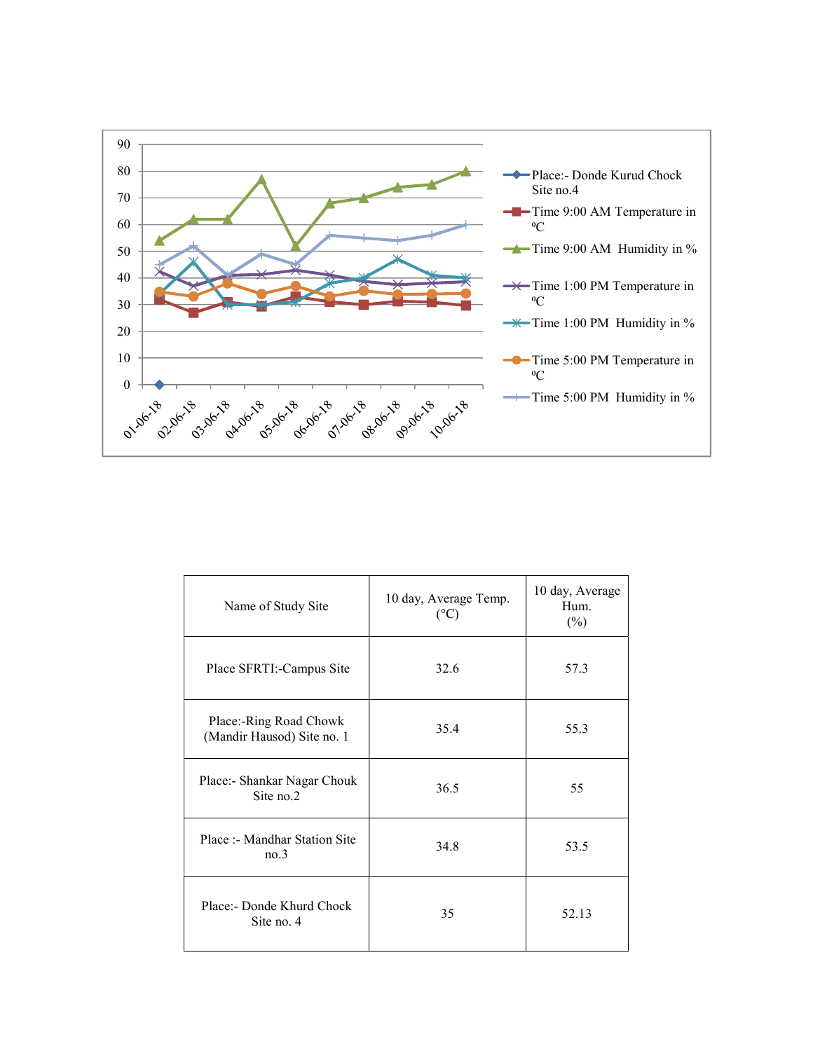| Name of Study Site | 10 day, Average Temp. (°C) | 10 day, Average Hum. (%) |
|---|---|---|
| Place SFRTI:-Campus Site | 32.6 | 57.3 |
| Place:-Ring Road Chowk (Mandir Hausod) Site no. 1 | 35.4 | 55.3 |
| Place:- Shankar Nagar Chouk Site no.2 | 36.5 | 55 |
| Place :- Mandhar Station Site no.3 | 34.8 | 53.5 |
| Place:- Donde Khurd Chock Site no. 4 | 35 | 52.13 |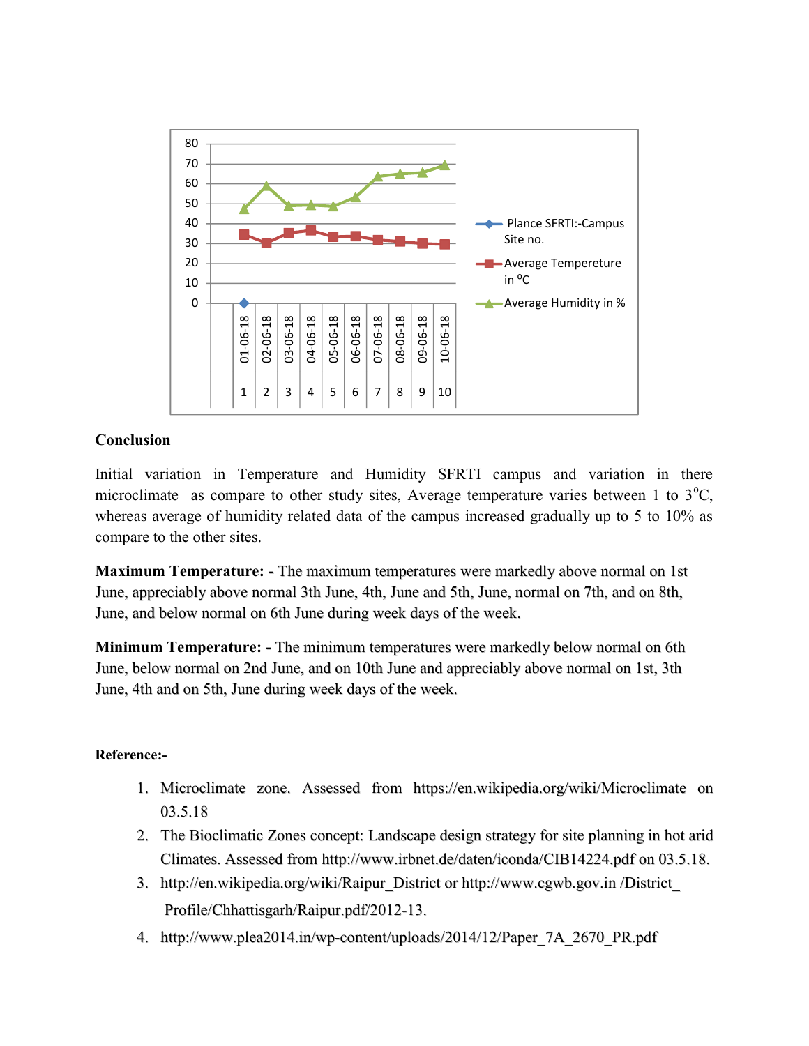**Conclusion**

Initial variation in Temperature and Humidity SFRTI campus and variation in there microclimate as compare to other study sites, Average temperature varies between 1 to 3°C, whereas average of humidity related data of the campus increased gradually up to 5 to 10% as compare to the other sites.

**Maximum Temperature: -** The maximum temperatures were markedly above normal on 1st June, appreciably above normal 3th June, 4th, June and 5th, June, normal on 7th, and on 8th, June, and below normal on 6th June during week days of the week.

**Minimum Temperature: -** The minimum temperatures were markedly below normal on 6th June, below normal on 2nd June, and on 10th June and appreciably above normal on 1st, 3th June, 4th and on 5th, June during week days of the week.

**Reference:-**

1. Microclimate zone. Assessed from https://en.wikipedia.org/wiki/Microclimate on 03.5.18
2. The Bioclimatic Zones concept: Landscape design strategy for site planning in hot arid Climates. Assessed from http://www.irbnet.de/daten/iconda/CIB14224.pdf on 03.5.18.
3. http://en.wikipedia.org/wiki/Raipur_District or http://www.cgwb.gov.in /District_ Profile/Chhattisgarh/Raipur.pdf/2012-13.
4. http://www.plea2014.in/wp-content/uploads/2014/12/Paper_7A_2670_PR.pdf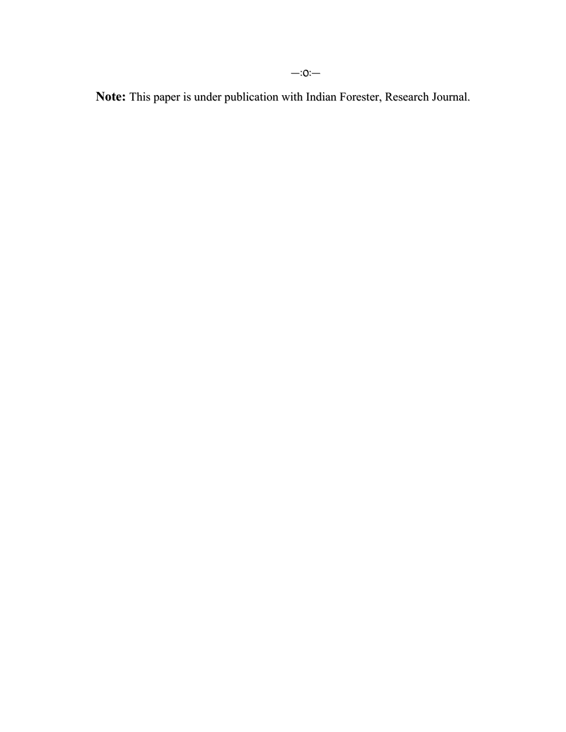—:O:—

**Note:** This paper is under publication with Indian Forester, Research Journal.